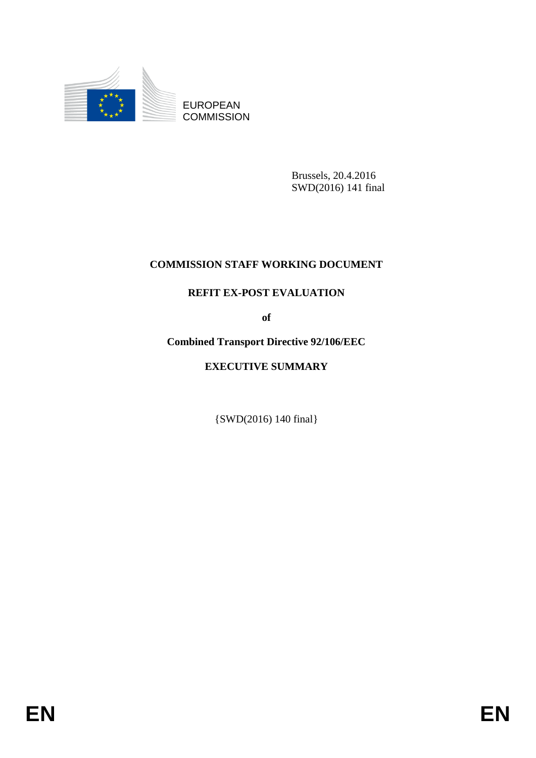EUROPEAN COMMISSION

Brussels, 20.4.2016
SWD(2016) 141 final

# COMMISSION STAFF WORKING DOCUMENT

## REFIT EX-POST EVALUATION

**of**

## Combined Transport Directive 92/106/EEC

## EXECUTIVE SUMMARY

{SWD(2016) 140 final}

EN EN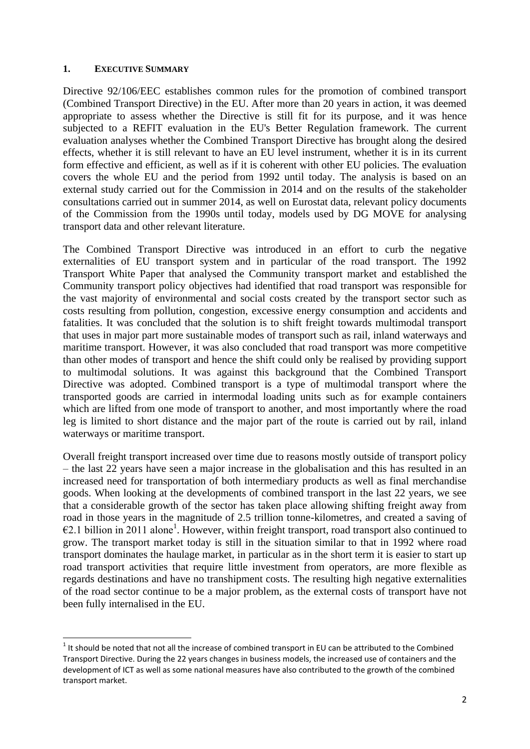## 1. EXECUTIVE SUMMARY

Directive 92/106/EEC establishes common rules for the promotion of combined transport (Combined Transport Directive) in the EU. After more than 20 years in action, it was deemed appropriate to assess whether the Directive is still fit for its purpose, and it was hence subjected to a REFIT evaluation in the EU's Better Regulation framework. The current evaluation analyses whether the Combined Transport Directive has brought along the desired effects, whether it is still relevant to have an EU level instrument, whether it is in its current form effective and efficient, as well as if it is coherent with other EU policies. The evaluation covers the whole EU and the period from 1992 until today. The analysis is based on an external study carried out for the Commission in 2014 and on the results of the stakeholder consultations carried out in summer 2014, as well on Eurostat data, relevant policy documents of the Commission from the 1990s until today, models used by DG MOVE for analysing transport data and other relevant literature.

The Combined Transport Directive was introduced in an effort to curb the negative externalities of EU transport system and in particular of the road transport. The 1992 Transport White Paper that analysed the Community transport market and established the Community transport policy objectives had identified that road transport was responsible for the vast majority of environmental and social costs created by the transport sector such as costs resulting from pollution, congestion, excessive energy consumption and accidents and fatalities. It was concluded that the solution is to shift freight towards multimodal transport that uses in major part more sustainable modes of transport such as rail, inland waterways and maritime transport. However, it was also concluded that road transport was more competitive than other modes of transport and hence the shift could only be realised by providing support to multimodal solutions. It was against this background that the Combined Transport Directive was adopted. Combined transport is a type of multimodal transport where the transported goods are carried in intermodal loading units such as for example containers which are lifted from one mode of transport to another, and most importantly where the road leg is limited to short distance and the major part of the route is carried out by rail, inland waterways or maritime transport.

Overall freight transport increased over time due to reasons mostly outside of transport policy – the last 22 years have seen a major increase in the globalisation and this has resulted in an increased need for transportation of both intermediary products as well as final merchandise goods. When looking at the developments of combined transport in the last 22 years, we see that a considerable growth of the sector has taken place allowing shifting freight away from road in those years in the magnitude of 2.5 trillion tonne-kilometres, and created a saving of €2.1 billion in 2011 alone[1]. However, within freight transport, road transport also continued to grow. The transport market today is still in the situation similar to that in 1992 where road transport dominates the haulage market, in particular as in the short term it is easier to start up road transport activities that require little investment from operators, are more flexible as regards destinations and have no transhipment costs. The resulting high negative externalities of the road sector continue to be a major problem, as the external costs of transport have not been fully internalised in the EU.

[1] It should be noted that not all the increase of combined transport in EU can be attributed to the Combined Transport Directive. During the 22 years changes in business models, the increased use of containers and the development of ICT as well as some national measures have also contributed to the growth of the combined transport market.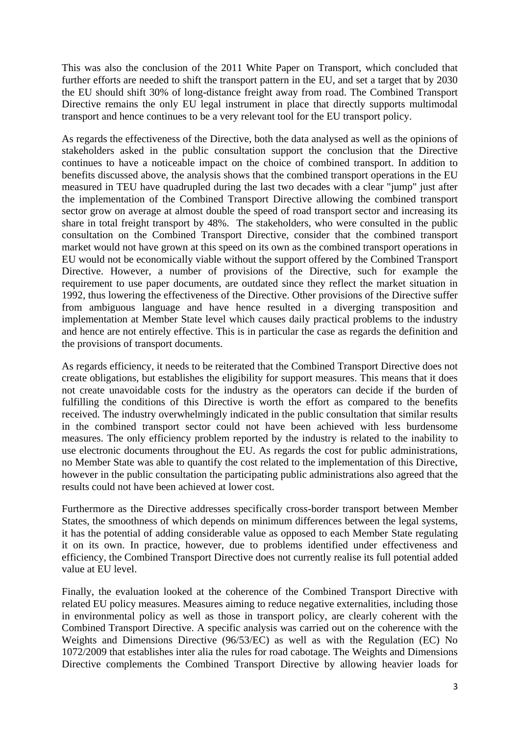This was also the conclusion of the 2011 White Paper on Transport, which concluded that further efforts are needed to shift the transport pattern in the EU, and set a target that by 2030 the EU should shift 30% of long-distance freight away from road. The Combined Transport Directive remains the only EU legal instrument in place that directly supports multimodal transport and hence continues to be a very relevant tool for the EU transport policy.

As regards the effectiveness of the Directive, both the data analysed as well as the opinions of stakeholders asked in the public consultation support the conclusion that the Directive continues to have a noticeable impact on the choice of combined transport. In addition to benefits discussed above, the analysis shows that the combined transport operations in the EU measured in TEU have quadrupled during the last two decades with a clear "jump" just after the implementation of the Combined Transport Directive allowing the combined transport sector grow on average at almost double the speed of road transport sector and increasing its share in total freight transport by 48%. The stakeholders, who were consulted in the public consultation on the Combined Transport Directive, consider that the combined transport market would not have grown at this speed on its own as the combined transport operations in EU would not be economically viable without the support offered by the Combined Transport Directive. However, a number of provisions of the Directive, such for example the requirement to use paper documents, are outdated since they reflect the market situation in 1992, thus lowering the effectiveness of the Directive. Other provisions of the Directive suffer from ambiguous language and have hence resulted in a diverging transposition and implementation at Member State level which causes daily practical problems to the industry and hence are not entirely effective. This is in particular the case as regards the definition and the provisions of transport documents.

As regards efficiency, it needs to be reiterated that the Combined Transport Directive does not create obligations, but establishes the eligibility for support measures. This means that it does not create unavoidable costs for the industry as the operators can decide if the burden of fulfilling the conditions of this Directive is worth the effort as compared to the benefits received. The industry overwhelmingly indicated in the public consultation that similar results in the combined transport sector could not have been achieved with less burdensome measures. The only efficiency problem reported by the industry is related to the inability to use electronic documents throughout the EU. As regards the cost for public administrations, no Member State was able to quantify the cost related to the implementation of this Directive, however in the public consultation the participating public administrations also agreed that the results could not have been achieved at lower cost.

Furthermore as the Directive addresses specifically cross-border transport between Member States, the smoothness of which depends on minimum differences between the legal systems, it has the potential of adding considerable value as opposed to each Member State regulating it on its own. In practice, however, due to problems identified under effectiveness and efficiency, the Combined Transport Directive does not currently realise its full potential added value at EU level.

Finally, the evaluation looked at the coherence of the Combined Transport Directive with related EU policy measures. Measures aiming to reduce negative externalities, including those in environmental policy as well as those in transport policy, are clearly coherent with the Combined Transport Directive. A specific analysis was carried out on the coherence with the Weights and Dimensions Directive (96/53/EC) as well as with the Regulation (EC) No 1072/2009 that establishes inter alia the rules for road cabotage. The Weights and Dimensions Directive complements the Combined Transport Directive by allowing heavier loads for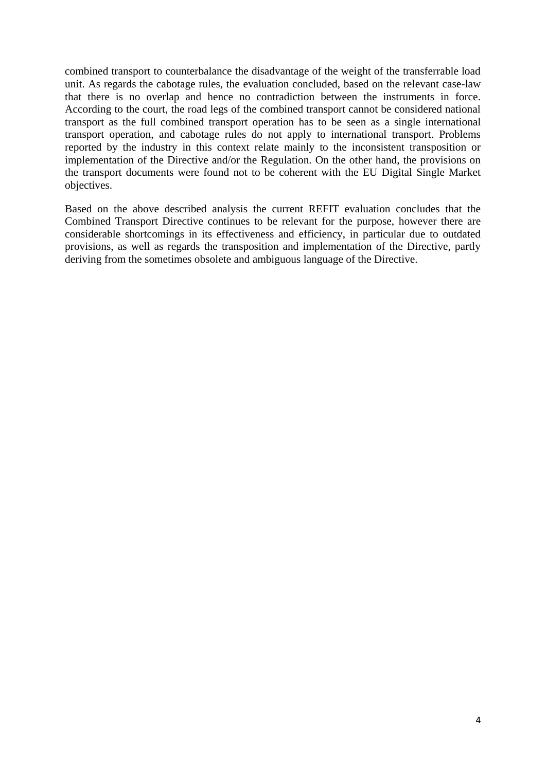combined transport to counterbalance the disadvantage of the weight of the transferrable load unit. As regards the cabotage rules, the evaluation concluded, based on the relevant case-law that there is no overlap and hence no contradiction between the instruments in force. According to the court, the road legs of the combined transport cannot be considered national transport as the full combined transport operation has to be seen as a single international transport operation, and cabotage rules do not apply to international transport. Problems reported by the industry in this context relate mainly to the inconsistent transposition or implementation of the Directive and/or the Regulation. On the other hand, the provisions on the transport documents were found not to be coherent with the EU Digital Single Market objectives.

Based on the above described analysis the current REFIT evaluation concludes that the Combined Transport Directive continues to be relevant for the purpose, however there are considerable shortcomings in its effectiveness and efficiency, in particular due to outdated provisions, as well as regards the transposition and implementation of the Directive, partly deriving from the sometimes obsolete and ambiguous language of the Directive.